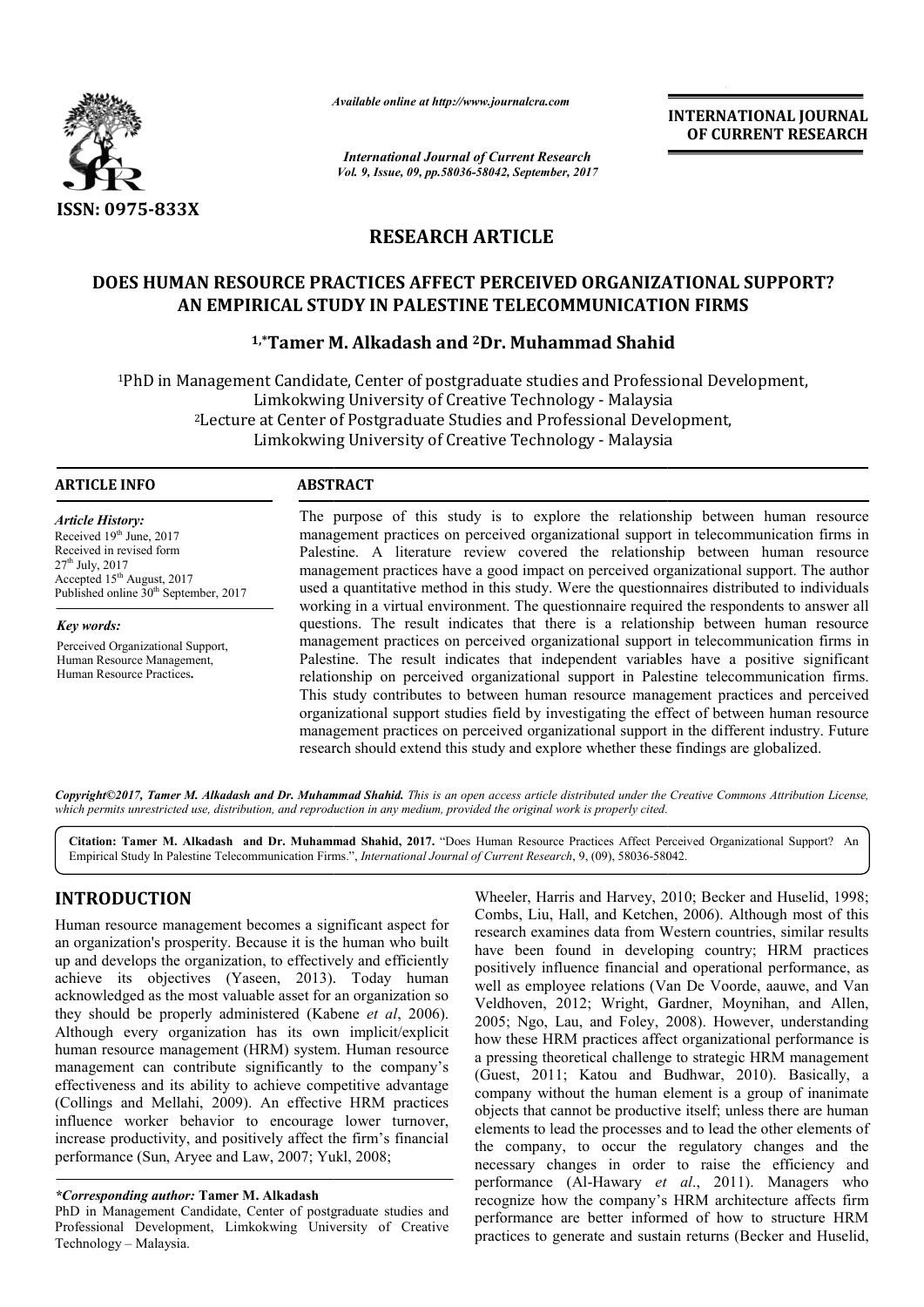Available online at http://www.journalcra.com

*International Journal of Current Research*

**INTERNATIONAL JOURNAL OF CURRENT RESEARCH**

ISSN: 0975-833X

## RESEARCH ARTICLE

# DOES HUMAN RESOURCE PRACTICES AFFECT PERCEIVED ORGANIZATIONAL SUPPORT? AN EMPIRICAL STUDY IN PALESTINE TELECOMMUNICATION FIRMS

**[1,*]Tamer M. Alkadash and [2]Dr. Muhammad Shahid**

[1]PhD in Management Candidate, Center of postgraduate studies and Professional Development, Limkokwing University of Creative Technology - Malaysia

[2]Lecture at Center of Postgraduate Studies and Professional Development, Limkokwing University of Creative Technology - Malaysia

### ARTICLE INFO

*Article History:*

Received 19th June, 2017

Received in revised form 27th July, 2017

Accepted 15th August, 2017

Published online 30th September, 2017

*Key words:*

Perceived Organizational Support, Human Resource Management, Human Resource Practices.

### ABSTRACT

The purpose of this study is to explore the relationship between human resource management practices on perceived organizational support in telecommunication firms in Palestine. A literature review covered the relationship between human resource management practices have a good impact on perceived organizational support. The author used a quantitative method in this study. Were the questionnaires distributed to individuals working in a virtual environment. The questionnaire required the respondents to answer all questions. The result indicates that there is a relationship between human resource management practices on perceived organizational support in telecommunication firms in Palestine. The result indicates that independent variables have a positive significant relationship on perceived organizational support in Palestine telecommunication firms. This study contributes to between human resource management practices and perceived organizational support studies field by investigating the effect of between human resource management practices on perceived organizational support in the different industry. Future research should extend this study and explore whether these findings are globalized.

*Copyright©2017, Tamer M. Alkadash and Dr. Muhammad Shahid. This is an open access article distributed under the Creative Commons Attribution License, which permits unrestricted use, distribution, and reproduction in any medium, provided the original work is properly cited.*

**Citation: Tamer M. Alkadash and Dr. Muhammad Shahid, 2017.** "Does Human Resource Practices Affect Perceived Organizational Support? An Empirical Study In Palestine Telecommunication Firms.", *International Journal of Current Research*, 9, (09), 58036-58042.

## INTRODUCTION

Human resource management becomes a significant aspect for an organization's prosperity. Because it is the human who built up and develops the organization, to effectively and efficiently achieve its objectives (Yaseen, 2013). Today human acknowledged as the most valuable asset for an organization so they should be properly administered (Kabene *et al*, 2006). Although every organization has its own implicit/explicit human resource management (HRM) system. Human resource management can contribute significantly to the company's effectiveness and its ability to achieve competitive advantage (Collings and Mellahi, 2009). An effective HRM practices influence worker behavior to encourage lower turnover, increase productivity, and positively affect the firm's financial performance (Sun, Aryee and Law, 2007; Yukl, 2008; Wheeler, Harris and Harvey, 2010; Becker and Huselid, 1998; Combs, Liu, Hall, and Ketchen, 2006). Although most of this research examines data from Western countries, similar results have been found in developing country; HRM practices positively influence financial and operational performance, as well as employee relations (Van De Voorde, aauwe, and Van Veldhoven, 2012; Wright, Gardner, Moynihan, and Allen, 2005; Ngo, Lau, and Foley, 2008). However, understanding how these HRM practices affect organizational performance is a pressing theoretical challenge to strategic HRM management (Guest, 2011; Katou and Budhwar, 2010). Basically, a company without the human element is a group of inanimate objects that cannot be productive itself; unless there are human elements to lead the processes and to lead the other elements of the company, to occur the regulatory changes and the necessary changes in order to raise the efficiency and performance (Al-Hawary *et al*., 2011). Managers who recognize how the company's HRM architecture affects firm performance are better informed of how to structure HRM practices to generate and sustain returns (Becker and Huselid,

**\*Corresponding author: Tamer M. Alkadash**

PhD in Management Candidate, Center of postgraduate studies and Professional Development, Limkokwing University of Creative Technology – Malaysia.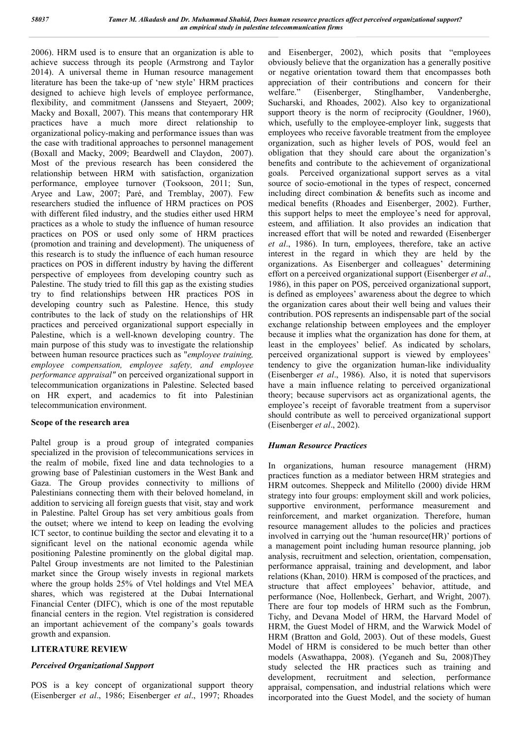2006). HRM used is to ensure that an organization is able to achieve success through its people (Armstrong and Taylor 2014). A universal theme in Human resource management literature has been the take-up of 'new style' HRM practices designed to achieve high levels of employee performance, flexibility, and commitment (Janssens and Steyaert, 2009; Macky and Boxall, 2007). This means that contemporary HR practices have a much more direct relationship to organizational policy-making and performance issues than was the case with traditional approaches to personnel management (Boxall and Macky, 2009; Beardwell and Claydon, 2007). Most of the previous research has been considered the relationship between HRM with satisfaction, organization performance, employee turnover (Tooksoon, 2011; Sun, Aryee and Law, 2007; Paré, and Tremblay, 2007). Few researchers studied the influence of HRM practices on POS with different filed industry, and the studies either used HRM practices as a whole to study the influence of human resource practices on POS or used only some of HRM practices (promotion and training and development). The uniqueness of this research is to study the influence of each human resource practices on POS in different industry by having the different perspective of employees from developing country such as Palestine. The study tried to fill this gap as the existing studies try to find relationships between HR practices POS in developing country such as Palestine. Hence, this study contributes to the lack of study on the relationships of HR practices and perceived organizational support especially in Palestine, which is a well-known developing country. The main purpose of this study was to investigate the relationship between human resource practices such as "*employee training, employee compensation, employee safety, and employee performance appraisal"* on perceived organizational support in telecommunication organizations in Palestine. Selected based on HR expert, and academics to fit into Palestinian telecommunication environment.

### Scope of the research area

Paltel group is a proud group of integrated companies specialized in the provision of telecommunications services in the realm of mobile, fixed line and data technologies to a growing base of Palestinian customers in the West Bank and Gaza. The Group provides connectivity to millions of Palestinians connecting them with their beloved homeland, in addition to servicing all foreign guests that visit, stay and work in Palestine. Paltel Group has set very ambitious goals from the outset; where we intend to keep on leading the evolving ICT sector, to continue building the sector and elevating it to a significant level on the national economic agenda while positioning Palestine prominently on the global digital map. Paltel Group investments are not limited to the Palestinian market since the Group wisely invests in regional markets where the group holds 25% of Vtel holdings and Vtel MEA shares, which was registered at the Dubai International Financial Center (DIFC), which is one of the most reputable financial centers in the region. Vtel registration is considered an important achievement of the company's goals towards growth and expansion.

## LITERATURE REVIEW

### *Perceived Organizational Support*

POS is a key concept of organizational support theory (Eisenberger *et al*., 1986; Eisenberger *et al*., 1997; Rhoades and Eisenberger, 2002), which posits that "employees obviously believe that the organization has a generally positive or negative orientation toward them that encompasses both appreciation of their contributions and concern for their welfare." (Eisenberger, Stinglhamber, Vandenberghe, Sucharski, and Rhoades, 2002). Also key to organizational support theory is the norm of reciprocity (Gouldner, 1960), which, usefully to the employee-employer link, suggests that employees who receive favorable treatment from the employee organization, such as higher levels of POS, would feel an obligation that they should care about the organization's benefits and contribute to the achievement of organizational goals. Perceived organizational support serves as a vital source of socio-emotional in the types of respect, concerned including direct combination & benefits such as income and medical benefits (Rhoades and Eisenberger, 2002). Further, this support helps to meet the employee's need for approval, esteem, and affiliation. It also provides an indication that increased effort that will be noted and rewarded (Eisenberger *et al*., 1986). In turn, employees, therefore, take an active interest in the regard in which they are held by the organizations. As Eisenberger and colleagues' determining effort on a perceived organizational support (Eisenberger *et al*., 1986), in this paper on POS, perceived organizational support, is defined as employees' awareness about the degree to which the organization cares about their well being and values their contribution. POS represents an indispensable part of the social exchange relationship between employees and the employer because it implies what the organization has done for them, at least in the employees' belief. As indicated by scholars, perceived organizational support is viewed by employees' tendency to give the organization human-like individuality (Eisenberger *et al*., 1986). Also, it is noted that supervisors have a main influence relating to perceived organizational theory; because supervisors act as organizational agents, the employee's receipt of favorable treatment from a supervisor should contribute as well to perceived organizational support (Eisenberger *et al*., 2002).

### *Human Resource Practices*

In organizations, human resource management (HRM) practices function as a mediator between HRM strategies and HRM outcomes. Sheppeck and Militello (2000) divide HRM strategy into four groups: employment skill and work policies, supportive environment, performance measurement and reinforcement, and market organization. Therefore, human resource management alludes to the policies and practices involved in carrying out the 'human resource(HR)' portions of a management point including human resource planning, job analysis, recruitment and selection, orientation, compensation, performance appraisal, training and development, and labor relations (Khan, 2010). HRM is composed of the practices, and structure that affect employees' behavior, attitude, and performance (Noe, Hollenbeck, Gerhart, and Wright, 2007). There are four top models of HRM such as the Fombrun, Tichy, and Devana Model of HRM, the Harvard Model of HRM, the Guest Model of HRM, and the Warwick Model of HRM (Bratton and Gold, 2003). Out of these models, Guest Model of HRM is considered to be much better than other models (Aswathappa, 2008). (Yeganeh and Su, 2008)They study selected the HR practices such as training and development, recruitment and selection, performance appraisal, compensation, and industrial relations which were incorporated into the Guest Model, and the society of human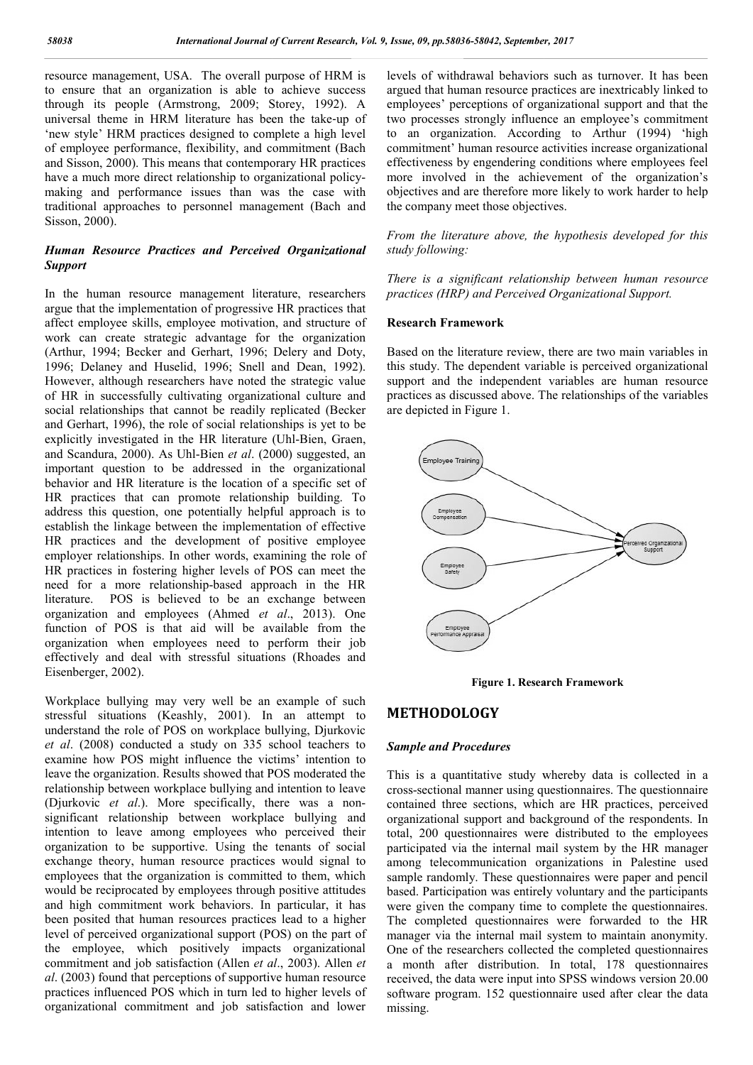resource management, USA. The overall purpose of HRM is to ensure that an organization is able to achieve success through its people (Armstrong, 2009; Storey, 1992). A universal theme in HRM literature has been the take-up of 'new style' HRM practices designed to complete a high level of employee performance, flexibility, and commitment (Bach and Sisson, 2000). This means that contemporary HR practices have a much more direct relationship to organizational policy-making and performance issues than was the case with traditional approaches to personnel management (Bach and Sisson, 2000).

### *Human Resource Practices and Perceived Organizational Support*

In the human resource management literature, researchers argue that the implementation of progressive HR practices that affect employee skills, employee motivation, and structure of work can create strategic advantage for the organization (Arthur, 1994; Becker and Gerhart, 1996; Delery and Doty, 1996; Delaney and Huselid, 1996; Snell and Dean, 1992). However, although researchers have noted the strategic value of HR in successfully cultivating organizational culture and social relationships that cannot be readily replicated (Becker and Gerhart, 1996), the role of social relationships is yet to be explicitly investigated in the HR literature (Uhl-Bien, Graen, and Scandura, 2000). As Uhl-Bien *et al*. (2000) suggested, an important question to be addressed in the organizational behavior and HR literature is the location of a specific set of HR practices that can promote relationship building. To address this question, one potentially helpful approach is to establish the linkage between the implementation of effective HR practices and the development of positive employee employer relationships. In other words, examining the role of HR practices in fostering higher levels of POS can meet the need for a more relationship-based approach in the HR literature. POS is believed to be an exchange between organization and employees (Ahmed *et al*., 2013). One function of POS is that aid will be available from the organization when employees need to perform their job effectively and deal with stressful situations (Rhoades and Eisenberger, 2002).

Workplace bullying may very well be an example of such stressful situations (Keashly, 2001). In an attempt to understand the role of POS on workplace bullying, Djurkovic *et al*. (2008) conducted a study on 335 school teachers to examine how POS might influence the victims' intention to leave the organization. Results showed that POS moderated the relationship between workplace bullying and intention to leave (Djurkovic *et al*.). More specifically, there was a non-significant relationship between workplace bullying and intention to leave among employees who perceived their organization to be supportive. Using the tenants of social exchange theory, human resource practices would signal to employees that the organization is committed to them, which would be reciprocated by employees through positive attitudes and high commitment work behaviors. In particular, it has been posited that human resources practices lead to a higher level of perceived organizational support (POS) on the part of the employee, which positively impacts organizational commitment and job satisfaction (Allen *et al*., 2003). Allen *et al*. (2003) found that perceptions of supportive human resource practices influenced POS which in turn led to higher levels of organizational commitment and job satisfaction and lower levels of withdrawal behaviors such as turnover. It has been argued that human resource practices are inextricably linked to employees' perceptions of organizational support and that the two processes strongly influence an employee's commitment to an organization. According to Arthur (1994) 'high commitment' human resource activities increase organizational effectiveness by engendering conditions where employees feel more involved in the achievement of the organization's objectives and are therefore more likely to work harder to help the company meet those objectives.

*From the literature above, the hypothesis developed for this study following:*

*There is a significant relationship between human resource practices (HRP) and Perceived Organizational Support.*

### Research Framework

Based on the literature review, there are two main variables in this study. The dependent variable is perceived organizational support and the independent variables are human resource practices as discussed above. The relationships of the variables are depicted in Figure 1.

**Figure 1. Research Framework**

## METHODOLOGY

### *Sample and Procedures*

This is a quantitative study whereby data is collected in a cross-sectional manner using questionnaires. The questionnaire contained three sections, which are HR practices, perceived organizational support and background of the respondents. In total, 200 questionnaires were distributed to the employees participated via the internal mail system by the HR manager among telecommunication organizations in Palestine used sample randomly. These questionnaires were paper and pencil based. Participation was entirely voluntary and the participants were given the company time to complete the questionnaires. The completed questionnaires were forwarded to the HR manager via the internal mail system to maintain anonymity. One of the researchers collected the completed questionnaires a month after distribution. In total, 178 questionnaires received, the data were input into SPSS windows version 20.00 software program. 152 questionnaire used after clear the data missing.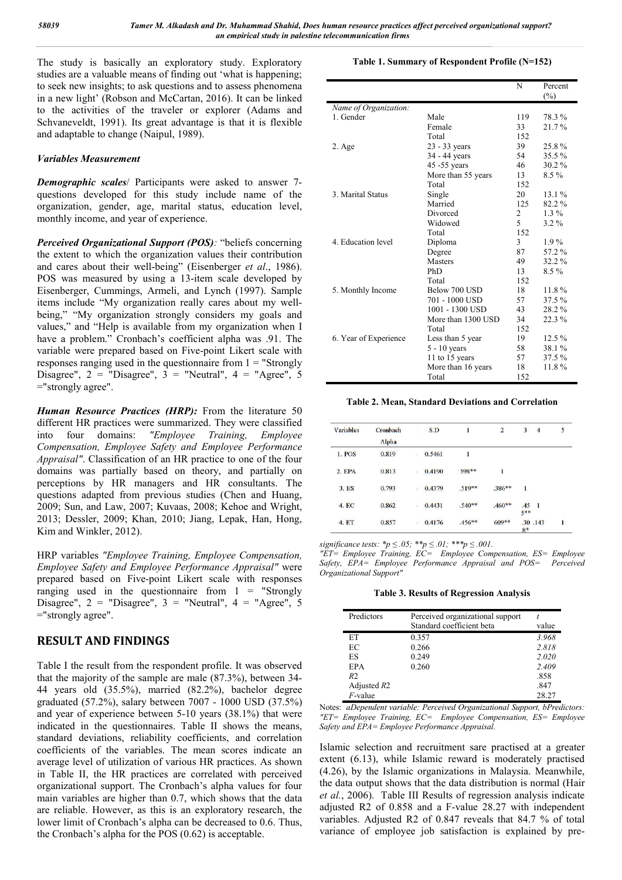The study is basically an exploratory study. Exploratory studies are a valuable means of finding out 'what is happening; to seek new insights; to ask questions and to assess phenomena in a new light' (Robson and McCartan, 2016). It can be linked to the activities of the traveler or explorer (Adams and Schvaneveldt, 1991). Its great advantage is that it is flexible and adaptable to change (Naipul, 1989).

### *Variables Measurement*

***Demographic scales***/ Participants were asked to answer 7-questions developed for this study include name of the organization, gender, age, marital status, education level, monthly income, and year of experience.

***Perceived Organizational Support (POS)***: "beliefs concerning the extent to which the organization values their contribution and cares about their well-being" (Eisenberger *et al*., 1986). POS was measured by using a 13-item scale developed by Eisenberger, Cummings, Armeli, and Lynch (1997). Sample items include "My organization really cares about my well-being," "My organization strongly considers my goals and values," and "Help is available from my organization when I have a problem." Cronbach's coefficient alpha was .91. The variable were prepared based on Five-point Likert scale with responses ranging used in the questionnaire from 1 = "Strongly Disagree", 2 = "Disagree", 3 = "Neutral", 4 = "Agree", 5 ="strongly agree".

***Human Resource Practices (HRP):*** From the literature 50 different HR practices were summarized. They were classified into four domains: *"Employee Training, Employee Compensation, Employee Safety and Employee Performance Appraisal"*. Classification of an HR practice to one of the four domains was partially based on theory, and partially on perceptions by HR managers and HR consultants. The questions adapted from previous studies (Chen and Huang, 2009; Sun, and Law, 2007; Kuvaas, 2008; Kehoe and Wright, 2013; Dessler, 2009; Khan, 2010; Jiang, Lepak, Han, Hong, Kim and Winkler, 2012).

HRP variables *"Employee Training, Employee Compensation, Employee Safety and Employee Performance Appraisal"* were prepared based on Five-point Likert scale with responses ranging used in the questionnaire from 1 = "Strongly Disagree", 2 = "Disagree", 3 = "Neutral", 4 = "Agree", 5 ="strongly agree".

## RESULT AND FINDINGS

Table I the result from the respondent profile. It was observed that the majority of the sample are male (87.3%), between 34-44 years old (35.5%), married (82.2%), bachelor degree graduated (57.2%), salary between 7007 - 1000 USD (37.5%) and year of experience between 5-10 years (38.1%) that were indicated in the questionnaires. Table II shows the means, standard deviations, reliability coefficients, and correlation coefficients of the variables. The mean scores indicate an average level of utilization of various HR practices. As shown in Table II, the HR practices are correlated with perceived organizational support. The Cronbach's alpha values for four main variables are higher than 0.7, which shows that the data are reliable. However, as this is an exploratory research, the lower limit of Cronbach's alpha can be decreased to 0.6. Thus, the Cronbach's alpha for the POS (0.62) is acceptable.

**Table 1. Summary of Respondent Profile (N=152)**

| | | N | Percent (%) |
|---|---|---|---|
| *Name of Organization:* | | | |
| 1. Gender | Male | 119 | 78.3 % |
| | Female | 33 | 21.7 % |
| | Total | 152 | |
| 2. Age | 23 - 33 years | 39 | 25.8 % |
| | 34 - 44 years | 54 | 35.5 % |
| | 45 -55 years | 46 | 30.2 % |
| | More than 55 years | 13 | 8.5 % |
| | Total | 152 | |
| 3. Marital Status | Single | 20 | 13.1 % |
| | Married | 125 | 82.2 % |
| | Divorced | 2 | 1.3 % |
| | Widowed | 5 | 3.2 % |
| | Total | 152 | |
| 4. Education level | Diploma | 3 | 1.9 % |
| | Degree | 87 | 57.2 % |
| | Masters | 49 | 32.2 % |
| | PhD | 13 | 8.5 % |
| | Total | 152 | |
| 5. Monthly Income | Below 700 USD | 18 | 11.8 % |
| | 701 - 1000 USD | 57 | 37.5 % |
| | 1001 - 1300 USD | 43 | 28.2 % |
| | More than 1300 USD | 34 | 22.3 % |
| | Total | 152 | |
| 6. Year of Experience | Less than 5 year | 19 | 12.5 % |
| | 5 - 10 years | 58 | 38.1 % |
| | 11 to 15 years | 57 | 37.5 % |
| | More than 16 years | 18 | 11.8 % |
| | Total | 152 | |

**Table 2. Mean, Standard Deviations and Correlation**

| Variables | Cronbach Alpha | S.D | 1 | 2 | 3 | 4 | 5 |
|---|---|---|---|---|---|---|---|
| 1. POS | 0.819 | 0.5461 | 1 | | | | |
| 2. EPA | 0.813 | 0.4190 | 598** | 1 | | | |
| 3. ES | 0.793 | 0.4379 | .519** | .386** | 1 | | |
| 4. EC | 0.862 | 0.4431 | .540** | .460** | .455** | 1 | |
| 4. ET | 0.857 | 0.4176 | .456** | 609** | .308* | .143 | 1 |

*significance tests: \*p ≤ .05; \*\*p ≤ .01; \*\*\*p ≤ .001.*
*"ET= Employee Training, EC= Employee Compensation, ES= Employee Safety, EPA= Employee Performance Appraisal and POS= Perceived Organizational Support"*

**Table 3. Results of Regression Analysis**

| Predictors | Perceived organizational support Standard coefficient beta | *t* value |
|---|---|---|
| ET | 0.357 | *3.968* |
| EC | 0.266 | *2.818* |
| ES | 0.249 | *2.020* |
| EPA | 0.260 | *2.409* |
| *R*2 | | .858 |
| Adjusted *R*2 | | .847 |
| *F*-value | | 28.27 |

Notes: *aDependent variable: Perceived Organizational Support, bPredictors: "ET= Employee Training, EC= Employee Compensation, ES= Employee Safety and EPA= Employee Performance Appraisal.*

Islamic selection and recruitment sare practised at a greater extent (6.13), while Islamic reward is moderately practised (4.26), by the Islamic organizations in Malaysia. Meanwhile, the data output shows that the data distribution is normal (Hair *et al.*, 2006). Table III Results of regression analysis indicate adjusted R2 of 0.858 and a F-value 28.27 with independent variables. Adjusted R2 of 0.847 reveals that 84.7 % of total variance of employee job satisfaction is explained by pre-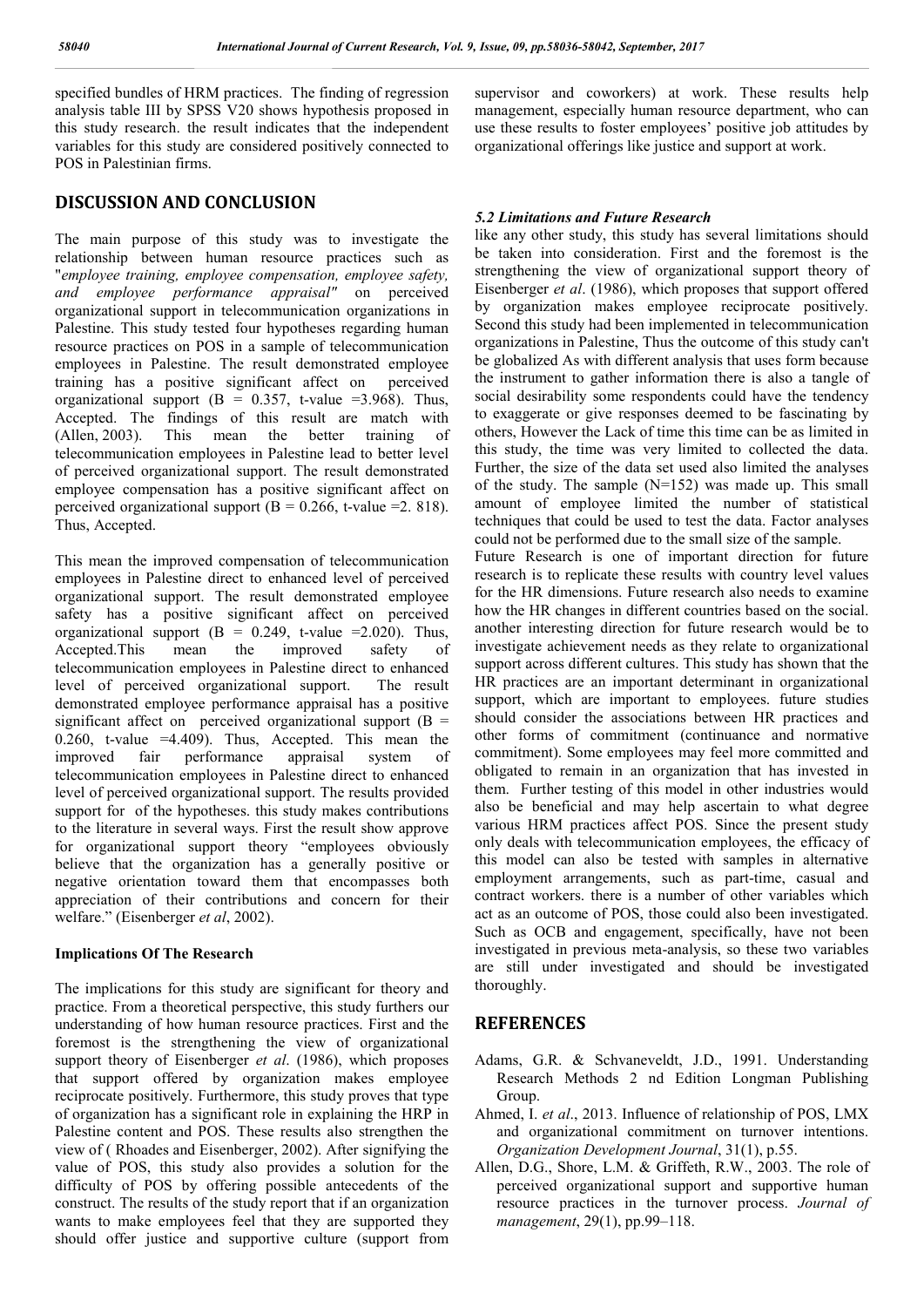specified bundles of HRM practices. The finding of regression analysis table III by SPSS V20 shows hypothesis proposed in this study research. the result indicates that the independent variables for this study are considered positively connected to POS in Palestinian firms.

## DISCUSSION AND CONCLUSION

The main purpose of this study was to investigate the relationship between human resource practices such as "*employee training, employee compensation, employee safety, and employee performance appraisal"* on perceived organizational support in telecommunication organizations in Palestine. This study tested four hypotheses regarding human resource practices on POS in a sample of telecommunication employees in Palestine. The result demonstrated employee training has a positive significant affect on perceived organizational support (B = 0.357, t-value =3.968). Thus, Accepted. The findings of this result are match with (Allen, 2003). This mean the better training of telecommunication employees in Palestine lead to better level of perceived organizational support. The result demonstrated employee compensation has a positive significant affect on perceived organizational support (B = 0.266, t-value =2. 818). Thus, Accepted.

This mean the improved compensation of telecommunication employees in Palestine direct to enhanced level of perceived organizational support. The result demonstrated employee safety has a positive significant affect on perceived organizational support (B = 0.249, t-value =2.020). Thus, Accepted.This mean the improved safety of telecommunication employees in Palestine direct to enhanced level of perceived organizational support. The result demonstrated employee performance appraisal has a positive significant affect on perceived organizational support (B = 0.260, t-value =4.409). Thus, Accepted. This mean the improved fair performance appraisal system of telecommunication employees in Palestine direct to enhanced level of perceived organizational support. The results provided support for of the hypotheses. this study makes contributions to the literature in several ways. First the result show approve for organizational support theory "employees obviously believe that the organization has a generally positive or negative orientation toward them that encompasses both appreciation of their contributions and concern for their welfare." (Eisenberger *et al*, 2002).

### Implications Of The Research

The implications for this study are significant for theory and practice. From a theoretical perspective, this study furthers our understanding of how human resource practices. First and the foremost is the strengthening the view of organizational support theory of Eisenberger *et al*. (1986), which proposes that support offered by organization makes employee reciprocate positively. Furthermore, this study proves that type of organization has a significant role in explaining the HRP in Palestine content and POS. These results also strengthen the view of ( Rhoades and Eisenberger, 2002). After signifying the value of POS, this study also provides a solution for the difficulty of POS by offering possible antecedents of the construct. The results of the study report that if an organization wants to make employees feel that they are supported they should offer justice and supportive culture (support from supervisor and coworkers) at work. These results help management, especially human resource department, who can use these results to foster employees' positive job attitudes by organizational offerings like justice and support at work.

### *5.2 Limitations and Future Research*

like any other study, this study has several limitations should be taken into consideration. First and the foremost is the strengthening the view of organizational support theory of Eisenberger *et al*. (1986), which proposes that support offered by organization makes employee reciprocate positively. Second this study had been implemented in telecommunication organizations in Palestine, Thus the outcome of this study can't be globalized As with different analysis that uses form because the instrument to gather information there is also a tangle of social desirability some respondents could have the tendency to exaggerate or give responses deemed to be fascinating by others, However the Lack of time this time can be as limited in this study, the time was very limited to collected the data. Further, the size of the data set used also limited the analyses of the study. The sample (N=152) was made up. This small amount of employee limited the number of statistical techniques that could be used to test the data. Factor analyses could not be performed due to the small size of the sample.

Future Research is one of important direction for future research is to replicate these results with country level values for the HR dimensions. Future research also needs to examine how the HR changes in different countries based on the social. another interesting direction for future research would be to investigate achievement needs as they relate to organizational support across different cultures. This study has shown that the HR practices are an important determinant in organizational support, which are important to employees. future studies should consider the associations between HR practices and other forms of commitment (continuance and normative commitment). Some employees may feel more committed and obligated to remain in an organization that has invested in them. Further testing of this model in other industries would also be beneficial and may help ascertain to what degree various HRM practices affect POS. Since the present study only deals with telecommunication employees, the efficacy of this model can also be tested with samples in alternative employment arrangements, such as part-time, casual and contract workers. there is a number of other variables which act as an outcome of POS, those could also been investigated. Such as OCB and engagement, specifically, have not been investigated in previous meta-analysis, so these two variables are still under investigated and should be investigated thoroughly.

## REFERENCES

Adams, G.R. & Schvaneveldt, J.D., 1991. Understanding Research Methods 2 nd Edition Longman Publishing Group.

Ahmed, I. *et al*., 2013. Influence of relationship of POS, LMX and organizational commitment on turnover intentions. *Organization Development Journal*, 31(1), p.55.

Allen, D.G., Shore, L.M. & Griffeth, R.W., 2003. The role of perceived organizational support and supportive human resource practices in the turnover process. *Journal of management*, 29(1), pp.99–118.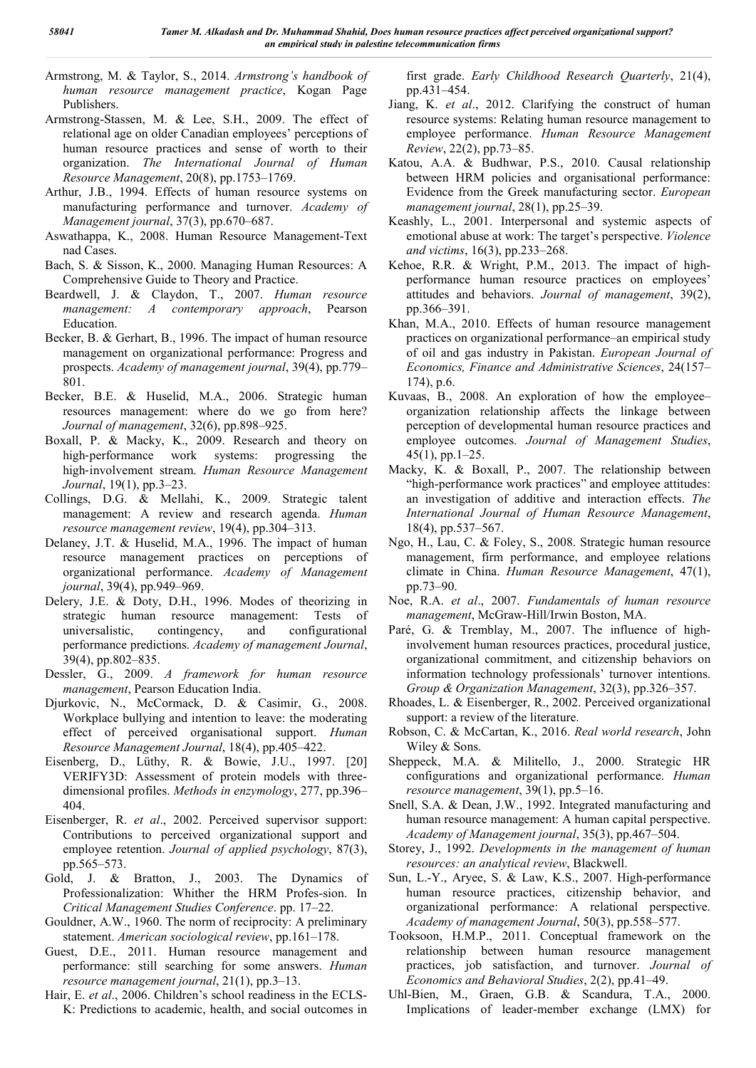Armstrong, M. & Taylor, S., 2014. *Armstrong's handbook of human resource management practice*, Kogan Page Publishers.

Armstrong-Stassen, M. & Lee, S.H., 2009. The effect of relational age on older Canadian employees' perceptions of human resource practices and sense of worth to their organization. *The International Journal of Human Resource Management*, 20(8), pp.1753–1769.

Arthur, J.B., 1994. Effects of human resource systems on manufacturing performance and turnover. *Academy of Management journal*, 37(3), pp.670–687.

Aswathappa, K., 2008. Human Resource Management-Text nad Cases.

Bach, S. & Sisson, K., 2000. Managing Human Resources: A Comprehensive Guide to Theory and Practice.

Beardwell, J. & Claydon, T., 2007. *Human resource management: A contemporary approach*, Pearson Education.

Becker, B. & Gerhart, B., 1996. The impact of human resource management on organizational performance: Progress and prospects. *Academy of management journal*, 39(4), pp.779–801.

Becker, B.E. & Huselid, M.A., 2006. Strategic human resources management: where do we go from here? *Journal of management*, 32(6), pp.898–925.

Boxall, P. & Macky, K., 2009. Research and theory on high-performance work systems: progressing the high-involvement stream. *Human Resource Management Journal*, 19(1), pp.3–23.

Collings, D.G. & Mellahi, K., 2009. Strategic talent management: A review and research agenda. *Human resource management review*, 19(4), pp.304–313.

Delaney, J.T. & Huselid, M.A., 1996. The impact of human resource management practices on perceptions of organizational performance. *Academy of Management journal*, 39(4), pp.949–969.

Delery, J.E. & Doty, D.H., 1996. Modes of theorizing in strategic human resource management: Tests of universalistic, contingency, and configurational performance predictions. *Academy of management Journal*, 39(4), pp.802–835.

Dessler, G., 2009. *A framework for human resource management*, Pearson Education India.

Djurkovic, N., McCormack, D. & Casimir, G., 2008. Workplace bullying and intention to leave: the moderating effect of perceived organisational support. *Human Resource Management Journal*, 18(4), pp.405–422.

Eisenberg, D., Lüthy, R. & Bowie, J.U., 1997. [20] VERIFY3D: Assessment of protein models with three-dimensional profiles. *Methods in enzymology*, 277, pp.396–404.

Eisenberger, R. *et al*., 2002. Perceived supervisor support: Contributions to perceived organizational support and employee retention. *Journal of applied psychology*, 87(3), pp.565–573.

Gold, J. & Bratton, J., 2003. The Dynamics of Professionalization: Whither the HRM Profes-sion. In *Critical Management Studies Conference*. pp. 17–22.

Gouldner, A.W., 1960. The norm of reciprocity: A preliminary statement. *American sociological review*, pp.161–178.

Guest, D.E., 2011. Human resource management and performance: still searching for some answers. *Human resource management journal*, 21(1), pp.3–13.

Hair, E. *et al*., 2006. Children's school readiness in the ECLS-K: Predictions to academic, health, and social outcomes in first grade. *Early Childhood Research Quarterly*, 21(4), pp.431–454.

Jiang, K. *et al*., 2012. Clarifying the construct of human resource systems: Relating human resource management to employee performance. *Human Resource Management Review*, 22(2), pp.73–85.

Katou, A.A. & Budhwar, P.S., 2010. Causal relationship between HRM policies and organisational performance: Evidence from the Greek manufacturing sector. *European management journal*, 28(1), pp.25–39.

Keashly, L., 2001. Interpersonal and systemic aspects of emotional abuse at work: The target's perspective. *Violence and victims*, 16(3), pp.233–268.

Kehoe, R.R. & Wright, P.M., 2013. The impact of high-performance human resource practices on employees' attitudes and behaviors. *Journal of management*, 39(2), pp.366–391.

Khan, M.A., 2010. Effects of human resource management practices on organizational performance–an empirical study of oil and gas industry in Pakistan. *European Journal of Economics, Finance and Administrative Sciences*, 24(157–174), p.6.

Kuvaas, B., 2008. An exploration of how the employee–organization relationship affects the linkage between perception of developmental human resource practices and employee outcomes. *Journal of Management Studies*, 45(1), pp.1–25.

Macky, K. & Boxall, P., 2007. The relationship between "high-performance work practices" and employee attitudes: an investigation of additive and interaction effects. *The International Journal of Human Resource Management*, 18(4), pp.537–567.

Ngo, H., Lau, C. & Foley, S., 2008. Strategic human resource management, firm performance, and employee relations climate in China. *Human Resource Management*, 47(1), pp.73–90.

Noe, R.A. *et al*., 2007. *Fundamentals of human resource management*, McGraw-Hill/Irwin Boston, MA.

Paré, G. & Tremblay, M., 2007. The influence of high-involvement human resources practices, procedural justice, organizational commitment, and citizenship behaviors on information technology professionals' turnover intentions. *Group & Organization Management*, 32(3), pp.326–357.

Rhoades, L. & Eisenberger, R., 2002. Perceived organizational support: a review of the literature.

Robson, C. & McCartan, K., 2016. *Real world research*, John Wiley & Sons.

Sheppeck, M.A. & Militello, J., 2000. Strategic HR configurations and organizational performance. *Human resource management*, 39(1), pp.5–16.

Snell, S.A. & Dean, J.W., 1992. Integrated manufacturing and human resource management: A human capital perspective. *Academy of Management journal*, 35(3), pp.467–504.

Storey, J., 1992. *Developments in the management of human resources: an analytical review*, Blackwell.

Sun, L.-Y., Aryee, S. & Law, K.S., 2007. High-performance human resource practices, citizenship behavior, and organizational performance: A relational perspective. *Academy of management Journal*, 50(3), pp.558–577.

Tooksoon, H.M.P., 2011. Conceptual framework on the relationship between human resource management practices, job satisfaction, and turnover. *Journal of Economics and Behavioral Studies*, 2(2), pp.41–49.

Uhl-Bien, M., Graen, G.B. & Scandura, T.A., 2000. Implications of leader-member exchange (LMX) for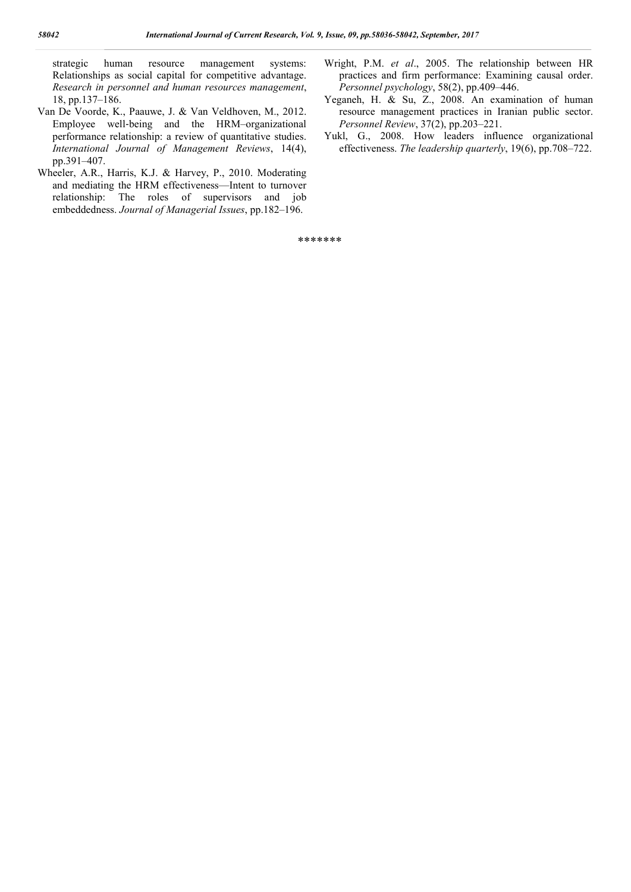strategic human resource management systems: Relationships as social capital for competitive advantage. *Research in personnel and human resources management*, 18, pp.137–186.

Van De Voorde, K., Paauwe, J. & Van Veldhoven, M., 2012. Employee well-being and the HRM–organizational performance relationship: a review of quantitative studies. *International Journal of Management Reviews*, 14(4), pp.391–407.

Wheeler, A.R., Harris, K.J. & Harvey, P., 2010. Moderating and mediating the HRM effectiveness—Intent to turnover relationship: The roles of supervisors and job embeddedness. *Journal of Managerial Issues*, pp.182–196.

Wright, P.M. *et al*., 2005. The relationship between HR practices and firm performance: Examining causal order. *Personnel psychology*, 58(2), pp.409–446.

Yeganeh, H. & Su, Z., 2008. An examination of human resource management practices in Iranian public sector. *Personnel Review*, 37(2), pp.203–221.

Yukl, G., 2008. How leaders influence organizational effectiveness. *The leadership quarterly*, 19(6), pp.708–722.

*******